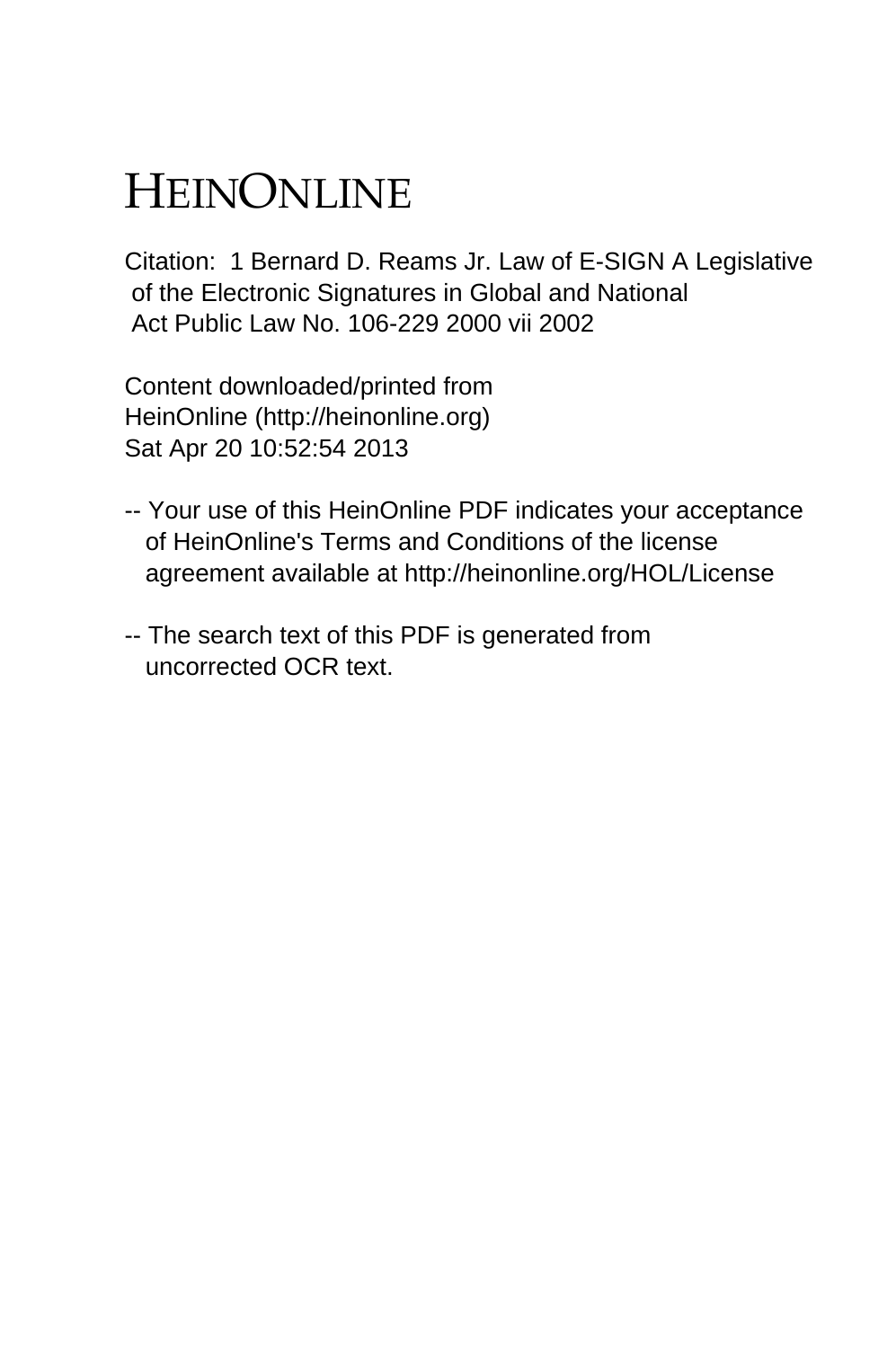# HEINONLINE

Citation: 1 Bernard D. Reams Jr. Law of E-SIGN A Legislative of the Electronic Signatures in Global and National Act Public Law No. 106-229 2000 vii 2002

Content downloaded/printed from HeinOnline (http://heinonline.org) Sat Apr 20 10:52:54 2013

- Your use of this HeinOnline PDF indicates your acceptance of HeinOnline's Terms and Conditions of the license agreement available at http://heinonline.org/HOL/License

- The search text of this PDF is generated from uncorrected OCR text.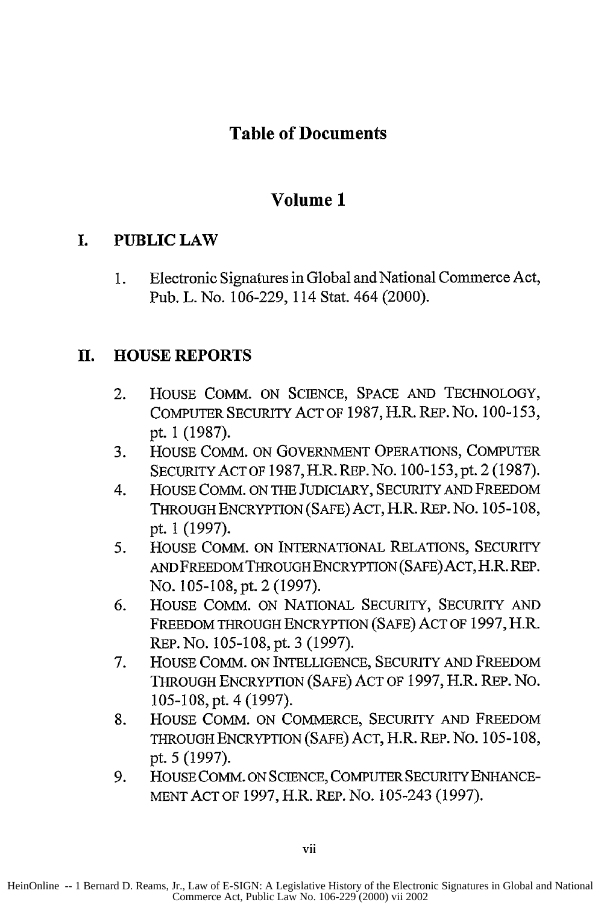# Table of Documents

## Volume 1

### I. PUBLIC LAW

1. Electronic Signatures in Global and National Commerce Act, Pub. L. No. 106-229, 114 Stat. 464 (2000).

### II. HOUSE REPORTS

2. HOUSE COMM. ON SCIENCE, SPACE AND TECHNOLOGY, COMPUTER SECURITY ACT OF 1987, H.R. REP. NO. 100-153, pt. 1 (1987).
3. HOUSE COMM. ON GOVERNMENT OPERATIONS, COMPUTER SECURITY ACT OF 1987, H.R. REP. NO. 100-153, pt. 2 (1987).
4. HOUSE COMM. ON THE JUDICIARY, SECURITY AND FREEDOM THROUGH ENCRYPTION (SAFE) ACT, H.R. REP. NO. 105-108, pt. 1 (1997).
5. HOUSE COMM. ON INTERNATIONAL RELATIONS, SECURITY AND FREEDOM THROUGH ENCRYPTION (SAFE) ACT, H.R. REP. NO. 105-108, pt. 2 (1997).
6. HOUSE COMM. ON NATIONAL SECURITY, SECURITY AND FREEDOM THROUGH ENCRYPTION (SAFE) ACT OF 1997, H.R. REP. NO. 105-108, pt. 3 (1997).
7. HOUSE COMM. ON INTELLIGENCE, SECURITY AND FREEDOM THROUGH ENCRYPTION (SAFE) ACT OF 1997, H.R. REP. NO. 105-108, pt. 4 (1997).
8. HOUSE COMM. ON COMMERCE, SECURITY AND FREEDOM THROUGH ENCRYPTION (SAFE) ACT, H.R. REP. NO. 105-108, pt. 5 (1997).
9. HOUSE COMM. ON SCIENCE, COMPUTER SECURITY ENHANCEMENT ACT OF 1997, H.R. REP. NO. 105-243 (1997).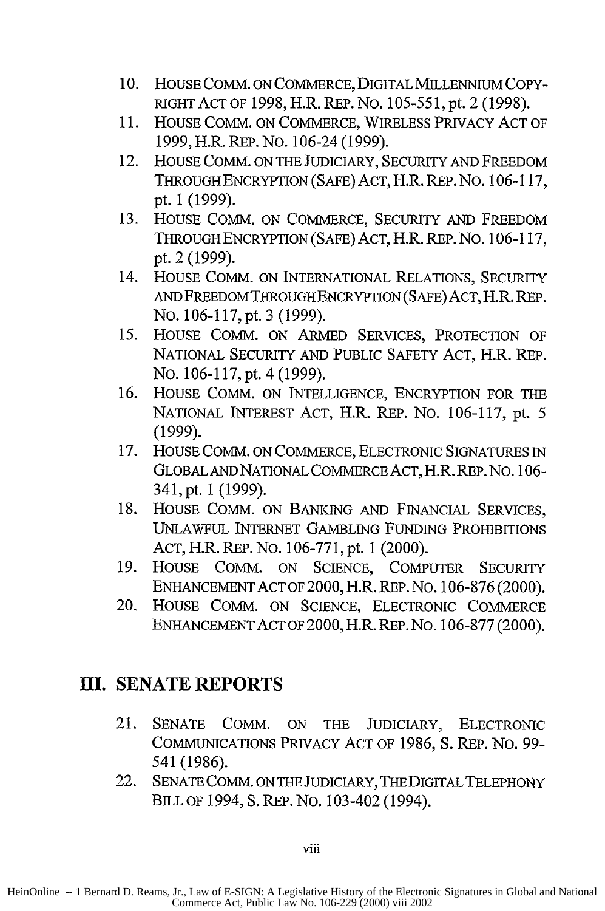10. HOUSE COMM. ON COMMERCE, DIGITAL MILLENNIUM COPYRIGHT ACT OF 1998, H.R. REP. NO. 105-551, pt. 2 (1998).
11. HOUSE COMM. ON COMMERCE, WIRELESS PRIVACY ACT OF 1999, H.R. REP. NO. 106-24 (1999).
12. HOUSE COMM. ON THE JUDICIARY, SECURITY AND FREEDOM THROUGH ENCRYPTION (SAFE) ACT, H.R. REP. NO. 106-117, pt. 1 (1999).
13. HOUSE COMM. ON COMMERCE, SECURITY AND FREEDOM THROUGH ENCRYPTION (SAFE) ACT, H.R. REP. NO. 106-117, pt. 2 (1999).
14. HOUSE COMM. ON INTERNATIONAL RELATIONS, SECURITY AND FREEDOM THROUGH ENCRYPTION (SAFE) ACT, H.R. REP. NO. 106-117, pt. 3 (1999).
15. HOUSE COMM. ON ARMED SERVICES, PROTECTION OF NATIONAL SECURITY AND PUBLIC SAFETY ACT, H.R. REP. NO. 106-117, pt. 4 (1999).
16. HOUSE COMM. ON INTELLIGENCE, ENCRYPTION FOR THE NATIONAL INTEREST ACT, H.R. REP. NO. 106-117, pt. 5 (1999).
17. HOUSE COMM. ON COMMERCE, ELECTRONIC SIGNATURES IN GLOBAL AND NATIONAL COMMERCE ACT, H.R. REP. NO. 106-341, pt. 1 (1999).
18. HOUSE COMM. ON BANKING AND FINANCIAL SERVICES, UNLAWFUL INTERNET GAMBLING FUNDING PROHIBITIONS ACT, H.R. REP. NO. 106-771, pt. 1 (2000).
19. HOUSE COMM. ON SCIENCE, COMPUTER SECURITY ENHANCEMENT ACT OF 2000, H.R. REP. NO. 106-876 (2000).
20. HOUSE COMM. ON SCIENCE, ELECTRONIC COMMERCE ENHANCEMENT ACT OF 2000, H.R. REP. NO. 106-877 (2000).

## III. SENATE REPORTS

21. SENATE COMM. ON THE JUDICIARY, ELECTRONIC COMMUNICATIONS PRIVACY ACT OF 1986, S. REP. NO. 99-541 (1986).
22. SENATE COMM. ON THE JUDICIARY, THE DIGITAL TELEPHONY BILL OF 1994, S. REP. NO. 103-402 (1994).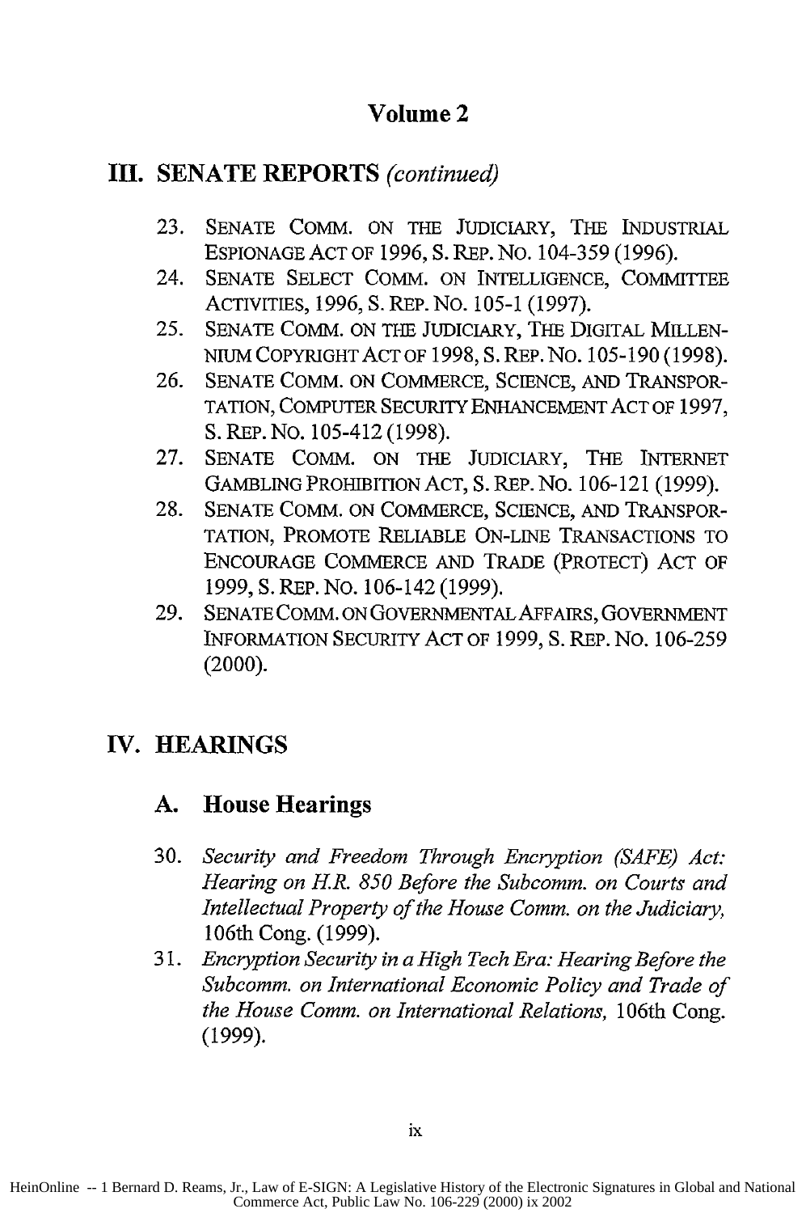## Volume 2

## III. SENATE REPORTS *(continued)*

23. SENATE COMM. ON THE JUDICIARY, THE INDUSTRIAL ESPIONAGE ACT OF 1996, S. REP. NO. 104-359 (1996).
24. SENATE SELECT COMM. ON INTELLIGENCE, COMMITTEE ACTIVITIES, 1996, S. REP. NO. 105-1 (1997).
25. SENATE COMM. ON THE JUDICIARY, THE DIGITAL MILLENNIUM COPYRIGHT ACT OF 1998, S. REP. NO. 105-190 (1998).
26. SENATE COMM. ON COMMERCE, SCIENCE, AND TRANSPORTATION, COMPUTER SECURITY ENHANCEMENT ACT OF 1997, S. REP. NO. 105-412 (1998).
27. SENATE COMM. ON THE JUDICIARY, THE INTERNET GAMBLING PROHIBITION ACT, S. REP. NO. 106-121 (1999).
28. SENATE COMM. ON COMMERCE, SCIENCE, AND TRANSPORTATION, PROMOTE RELIABLE ON-LINE TRANSACTIONS TO ENCOURAGE COMMERCE AND TRADE (PROTECT) ACT OF 1999, S. REP. NO. 106-142 (1999).
29. SENATE COMM. ON GOVERNMENTAL AFFAIRS, GOVERNMENT INFORMATION SECURITY ACT OF 1999, S. REP. NO. 106-259 (2000).

## IV. HEARINGS

### A. House Hearings

30. *Security and Freedom Through Encryption (SAFE) Act: Hearing on H.R. 850 Before the Subcomm. on Courts and Intellectual Property of the House Comm. on the Judiciary,* 106th Cong. (1999).
31. *Encryption Security in a High Tech Era: Hearing Before the Subcomm. on International Economic Policy and Trade of the House Comm. on International Relations,* 106th Cong. (1999).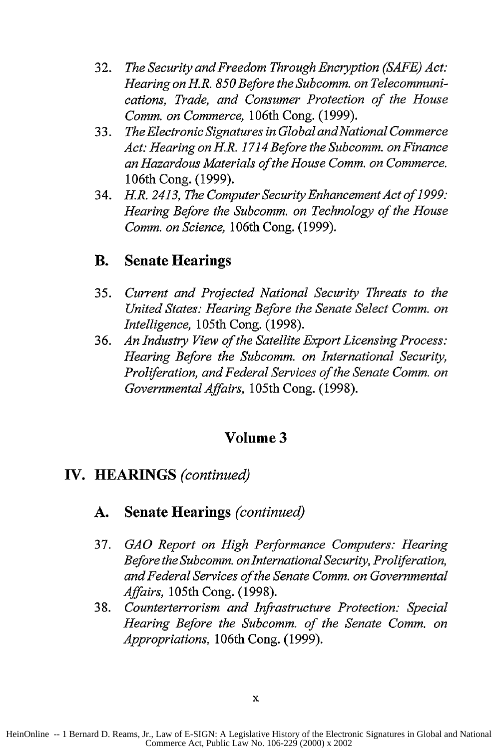32. *The Security and Freedom Through Encryption (SAFE) Act: Hearing on H.R. 850 Before the Subcomm. on Telecommunications, Trade, and Consumer Protection of the House Comm. on Commerce,* 106th Cong. (1999).
33. *The Electronic Signatures in Global and National Commerce Act: Hearing on H.R. 1714 Before the Subcomm. on Finance an Hazardous Materials of the House Comm. on Commerce.* 106th Cong. (1999).
34. *H.R. 2413, The Computer Security Enhancement Act of 1999: Hearing Before the Subcomm. on Technology of the House Comm. on Science,* 106th Cong. (1999).

### B. Senate Hearings

35. *Current and Projected National Security Threats to the United States: Hearing Before the Senate Select Comm. on Intelligence,* 105th Cong. (1998).
36. *An Industry View of the Satellite Export Licensing Process: Hearing Before the Subcomm. on International Security, Proliferation, and Federal Services of the Senate Comm. on Governmental Affairs,* 105th Cong. (1998).

## Volume 3

## IV. HEARINGS *(continued)*

### A. Senate Hearings *(continued)*

37. *GAO Report on High Performance Computers: Hearing Before the Subcomm. on International Security, Proliferation, and Federal Services of the Senate Comm. on Governmental Affairs,* 105th Cong. (1998).
38. *Counterterrorism and Infrastructure Protection: Special Hearing Before the Subcomm. of the Senate Comm. on Appropriations,* 106th Cong. (1999).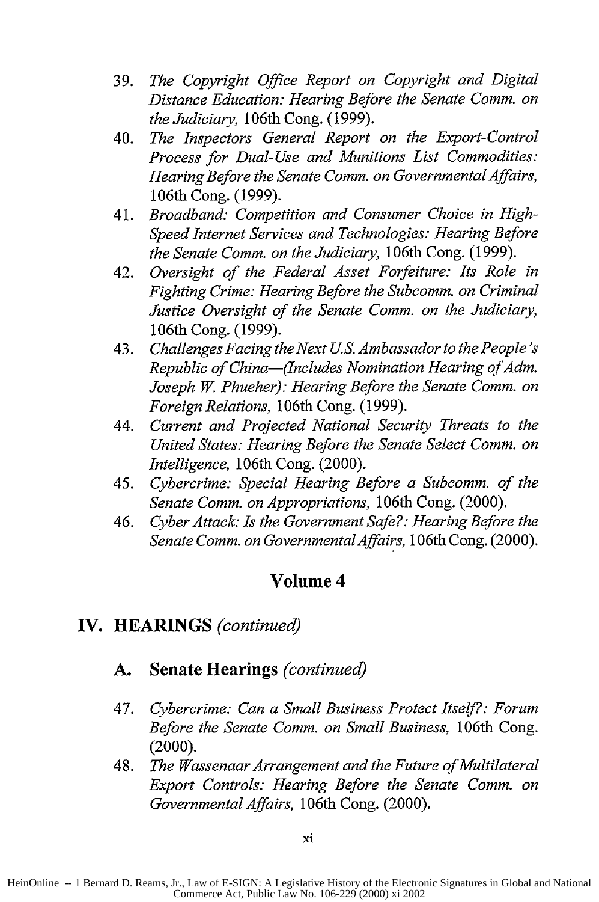39. *The Copyright Office Report on Copyright and Digital Distance Education: Hearing Before the Senate Comm. on the Judiciary,* 106th Cong. (1999).
40. *The Inspectors General Report on the Export-Control Process for Dual-Use and Munitions List Commodities: Hearing Before the Senate Comm. on Governmental Affairs,* 106th Cong. (1999).
41. *Broadband: Competition and Consumer Choice in High-Speed Internet Services and Technologies: Hearing Before the Senate Comm. on the Judiciary,* 106th Cong. (1999).
42. *Oversight of the Federal Asset Forfeiture: Its Role in Fighting Crime: Hearing Before the Subcomm. on Criminal Justice Oversight of the Senate Comm. on the Judiciary,* 106th Cong. (1999).
43. *Challenges Facing the Next U.S. Ambassador to the People's Republic of China—(Includes Nomination Hearing of Adm. Joseph W. Phueher): Hearing Before the Senate Comm. on Foreign Relations,* 106th Cong. (1999).
44. *Current and Projected National Security Threats to the United States: Hearing Before the Senate Select Comm. on Intelligence,* 106th Cong. (2000).
45. *Cybercrime: Special Hearing Before a Subcomm. of the Senate Comm. on Appropriations,* 106th Cong. (2000).
46. *Cyber Attack: Is the Government Safe?: Hearing Before the Senate Comm. on Governmental Affairs,* 106th Cong. (2000).

## Volume 4

## IV. HEARINGS *(continued)*

### A. Senate Hearings *(continued)*

47. *Cybercrime: Can a Small Business Protect Itself?: Forum Before the Senate Comm. on Small Business,* 106th Cong. (2000).
48. *The Wassenaar Arrangement and the Future of Multilateral Export Controls: Hearing Before the Senate Comm. on Governmental Affairs,* 106th Cong. (2000).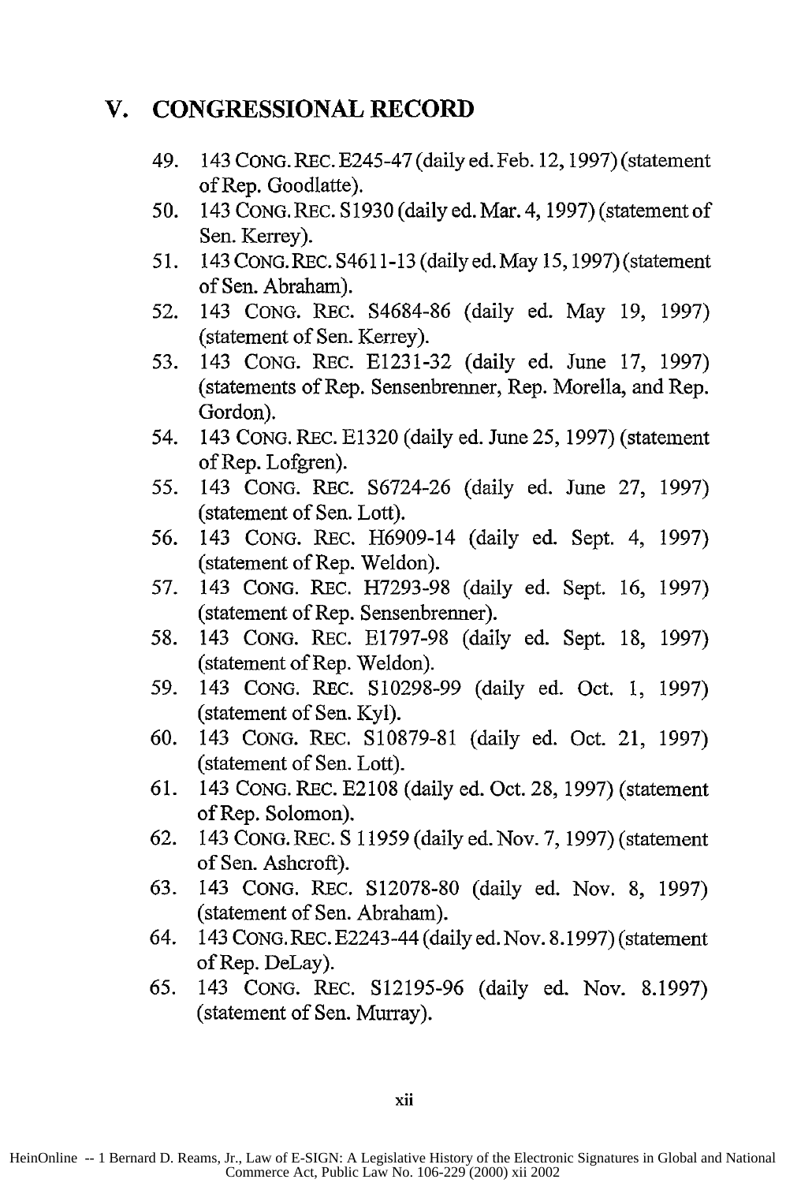## V. CONGRESSIONAL RECORD

49. 143 CONG. REC. E245-47 (daily ed. Feb. 12, 1997) (statement of Rep. Goodlatte).
50. 143 CONG. REC. S1930 (daily ed. Mar. 4, 1997) (statement of Sen. Kerrey).
51. 143 CONG. REC. S4611-13 (daily ed. May 15, 1997) (statement of Sen. Abraham).
52. 143 CONG. REC. S4684-86 (daily ed. May 19, 1997) (statement of Sen. Kerrey).
53. 143 CONG. REC. E1231-32 (daily ed. June 17, 1997) (statements of Rep. Sensenbrenner, Rep. Morella, and Rep. Gordon).
54. 143 CONG. REC. E1320 (daily ed. June 25, 1997) (statement of Rep. Lofgren).
55. 143 CONG. REC. S6724-26 (daily ed. June 27, 1997) (statement of Sen. Lott).
56. 143 CONG. REC. H6909-14 (daily ed. Sept. 4, 1997) (statement of Rep. Weldon).
57. 143 CONG. REC. H7293-98 (daily ed. Sept. 16, 1997) (statement of Rep. Sensenbrenner).
58. 143 CONG. REC. E1797-98 (daily ed. Sept. 18, 1997) (statement of Rep. Weldon).
59. 143 CONG. REC. S10298-99 (daily ed. Oct. 1, 1997) (statement of Sen. Kyl).
60. 143 CONG. REC. S10879-81 (daily ed. Oct. 21, 1997) (statement of Sen. Lott).
61. 143 CONG. REC. E2108 (daily ed. Oct. 28, 1997) (statement of Rep. Solomon).
62. 143 CONG. REC. S 11959 (daily ed. Nov. 7, 1997) (statement of Sen. Ashcroft).
63. 143 CONG. REC. S12078-80 (daily ed. Nov. 8, 1997) (statement of Sen. Abraham).
64. 143 CONG. REC. E2243-44 (daily ed. Nov. 8.1997) (statement of Rep. DeLay).
65. 143 CONG. REC. S12195-96 (daily ed. Nov. 8.1997) (statement of Sen. Murray).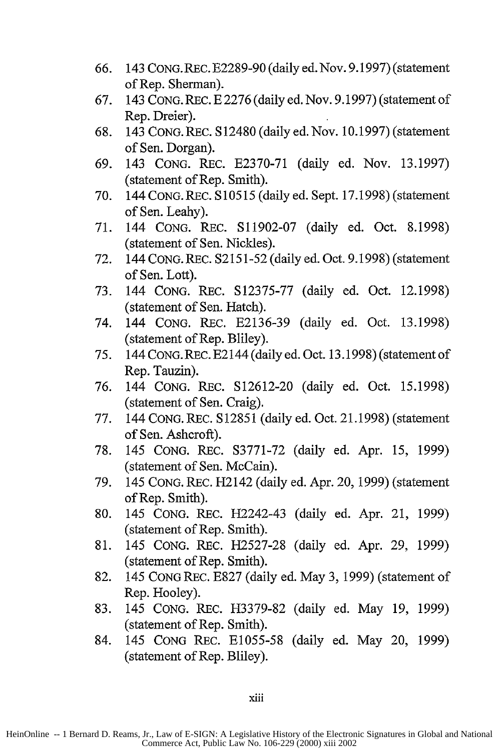66. 143 CONG. REC. E2289-90 (daily ed. Nov. 9.1997) (statement of Rep. Sherman).
67. 143 CONG. REC. E 2276 (daily ed. Nov. 9.1997) (statement of Rep. Dreier).
68. 143 CONG. REC. S12480 (daily ed. Nov. 10.1997) (statement of Sen. Dorgan).
69. 143 CONG. REC. E2370-71 (daily ed. Nov. 13.1997) (statement of Rep. Smith).
70. 144 CONG. REC. S10515 (daily ed. Sept. 17.1998) (statement of Sen. Leahy).
71. 144 CONG. REC. S11902-07 (daily ed. Oct. 8.1998) (statement of Sen. Nickles).
72. 144 CONG. REC. S2151-52 (daily ed. Oct. 9.1998) (statement of Sen. Lott).
73. 144 CONG. REC. S12375-77 (daily ed. Oct. 12.1998) (statement of Sen. Hatch).
74. 144 CONG. REC. E2136-39 (daily ed. Oct. 13.1998) (statement of Rep. Bliley).
75. 144 CONG. REC. E2144 (daily ed. Oct. 13.1998) (statement of Rep. Tauzin).
76. 144 CONG. REC. S12612-20 (daily ed. Oct. 15.1998) (statement of Sen. Craig).
77. 144 CONG. REC. S12851 (daily ed. Oct. 21.1998) (statement of Sen. Ashcroft).
78. 145 CONG. REC. S3771-72 (daily ed. Apr. 15, 1999) (statement of Sen. McCain).
79. 145 CONG. REC. H2142 (daily ed. Apr. 20, 1999) (statement of Rep. Smith).
80. 145 CONG. REC. H2242-43 (daily ed. Apr. 21, 1999) (statement of Rep. Smith).
81. 145 CONG. REC. H2527-28 (daily ed. Apr. 29, 1999) (statement of Rep. Smith).
82. 145 CONG REC. E827 (daily ed. May 3, 1999) (statement of Rep. Hooley).
83. 145 CONG. REC. H3379-82 (daily ed. May 19, 1999) (statement of Rep. Smith).
84. 145 CONG REC. E1055-58 (daily ed. May 20, 1999) (statement of Rep. Bliley).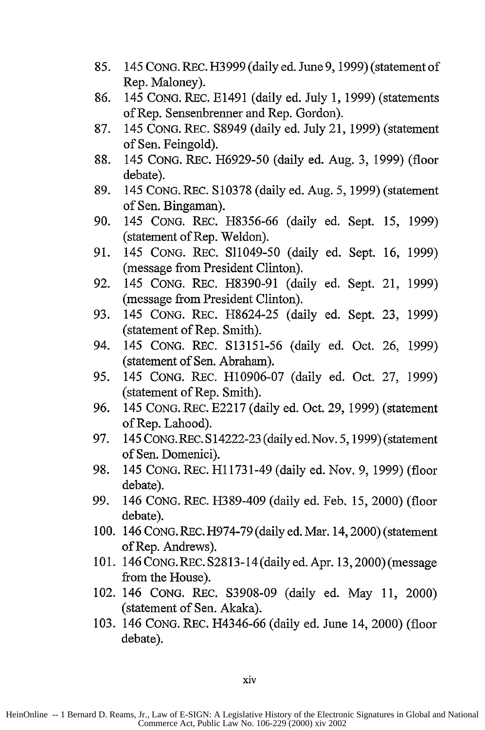85. 145 CONG. REC. H3999 (daily ed. June 9, 1999) (statement of Rep. Maloney).
86. 145 CONG. REC. E1491 (daily ed. July 1, 1999) (statements of Rep. Sensenbrenner and Rep. Gordon).
87. 145 CONG. REC. S8949 (daily ed. July 21, 1999) (statement of Sen. Feingold).
88. 145 CONG. REC. H6929-50 (daily ed. Aug. 3, 1999) (floor debate).
89. 145 CONG. REC. S10378 (daily ed. Aug. 5, 1999) (statement of Sen. Bingaman).
90. 145 CONG. REC. H8356-66 (daily ed. Sept. 15, 1999) (statement of Rep. Weldon).
91. 145 CONG. REC. S11049-50 (daily ed. Sept. 16, 1999) (message from President Clinton).
92. 145 CONG. REC. H8390-91 (daily ed. Sept. 21, 1999) (message from President Clinton).
93. 145 CONG. REC. H8624-25 (daily ed. Sept. 23, 1999) (statement of Rep. Smith).
94. 145 CONG. REC. S13151-56 (daily ed. Oct. 26, 1999) (statement of Sen. Abraham).
95. 145 CONG. REC. H10906-07 (daily ed. Oct. 27, 1999) (statement of Rep. Smith).
96. 145 CONG. REC. E2217 (daily ed. Oct. 29, 1999) (statement of Rep. Lahood).
97. 145 CONG. REC. S14222-23 (daily ed. Nov. 5, 1999) (statement of Sen. Domenici).
98. 145 CONG. REC. H11731-49 (daily ed. Nov. 9, 1999) (floor debate).
99. 146 CONG. REC. H389-409 (daily ed. Feb. 15, 2000) (floor debate).
100. 146 CONG. REC. H974-79 (daily ed. Mar. 14, 2000) (statement of Rep. Andrews).
101. 146 CONG. REC. S2813-14 (daily ed. Apr. 13, 2000) (message from the House).
102. 146 CONG. REC. S3908-09 (daily ed. May 11, 2000) (statement of Sen. Akaka).
103. 146 CONG. REC. H4346-66 (daily ed. June 14, 2000) (floor debate).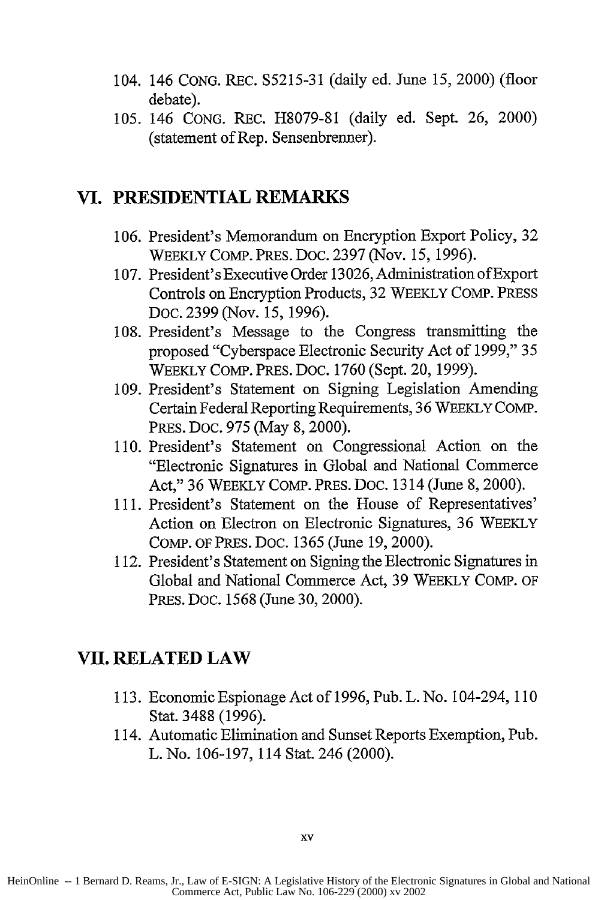104. 146 CONG. REC. S5215-31 (daily ed. June 15, 2000) (floor debate).
105. 146 CONG. REC. H8079-81 (daily ed. Sept. 26, 2000) (statement of Rep. Sensenbrenner).

## VI. PRESIDENTIAL REMARKS

106. President's Memorandum on Encryption Export Policy, 32 WEEKLY COMP. PRES. DOC. 2397 (Nov. 15, 1996).
107. President's Executive Order 13026, Administration of Export Controls on Encryption Products, 32 WEEKLY COMP. PRESS DOC. 2399 (Nov. 15, 1996).
108. President's Message to the Congress transmitting the proposed "Cyberspace Electronic Security Act of 1999," 35 WEEKLY COMP. PRES. DOC. 1760 (Sept. 20, 1999).
109. President's Statement on Signing Legislation Amending Certain Federal Reporting Requirements, 36 WEEKLY COMP. PRES. DOC. 975 (May 8, 2000).
110. President's Statement on Congressional Action on the "Electronic Signatures in Global and National Commerce Act," 36 WEEKLY COMP. PRES. DOC. 1314 (June 8, 2000).
111. President's Statement on the House of Representatives' Action on Electron on Electronic Signatures, 36 WEEKLY COMP. OF PRES. DOC. 1365 (June 19, 2000).
112. President's Statement on Signing the Electronic Signatures in Global and National Commerce Act, 39 WEEKLY COMP. OF PRES. DOC. 1568 (June 30, 2000).

## VII. RELATED LAW

113. Economic Espionage Act of 1996, Pub. L. No. 104-294, 110 Stat. 3488 (1996).
114. Automatic Elimination and Sunset Reports Exemption, Pub. L. No. 106-197, 114 Stat. 246 (2000).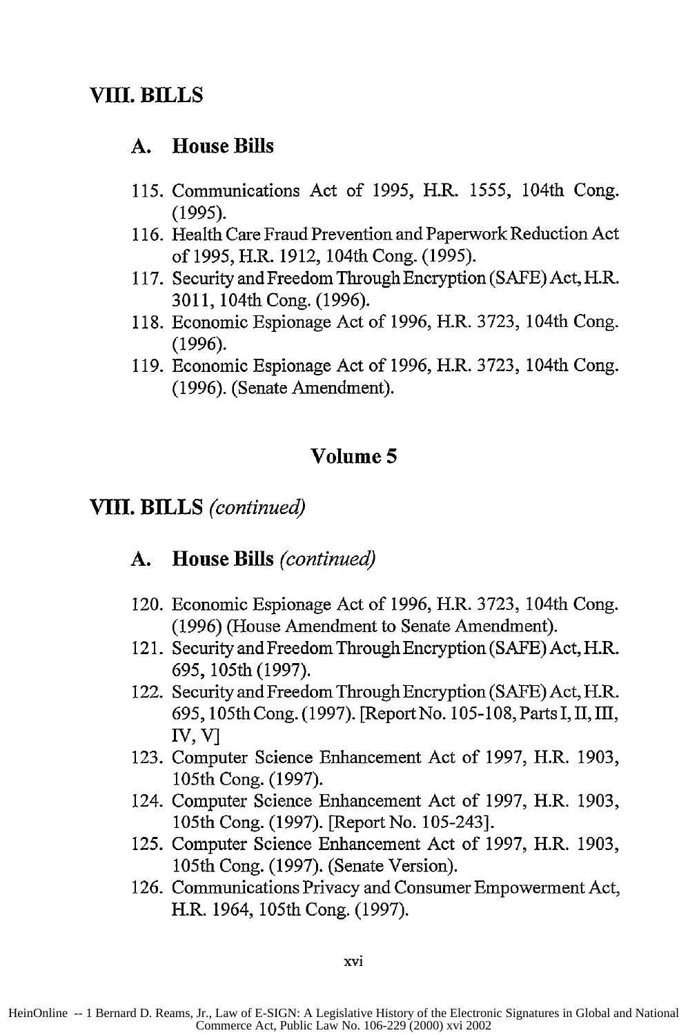## VIII. BILLS

### A. House Bills

115. Communications Act of 1995, H.R. 1555, 104th Cong. (1995).
116. Health Care Fraud Prevention and Paperwork Reduction Act of 1995, H.R. 1912, 104th Cong. (1995).
117. Security and Freedom Through Encryption (SAFE) Act, H.R. 3011, 104th Cong. (1996).
118. Economic Espionage Act of 1996, H.R. 3723, 104th Cong. (1996).
119. Economic Espionage Act of 1996, H.R. 3723, 104th Cong. (1996). (Senate Amendment).

# Volume 5

## VIII. BILLS *(continued)*

### A. House Bills *(continued)*

120. Economic Espionage Act of 1996, H.R. 3723, 104th Cong. (1996) (House Amendment to Senate Amendment).
121. Security and Freedom Through Encryption (SAFE) Act, H.R. 695, 105th (1997).
122. Security and Freedom Through Encryption (SAFE) Act, H.R. 695, 105th Cong. (1997). [Report No. 105-108, Parts I, II, III, IV, V]
123. Computer Science Enhancement Act of 1997, H.R. 1903, 105th Cong. (1997).
124. Computer Science Enhancement Act of 1997, H.R. 1903, 105th Cong. (1997). [Report No. 105-243].
125. Computer Science Enhancement Act of 1997, H.R. 1903, 105th Cong. (1997). (Senate Version).
126. Communications Privacy and Consumer Empowerment Act, H.R. 1964, 105th Cong. (1997).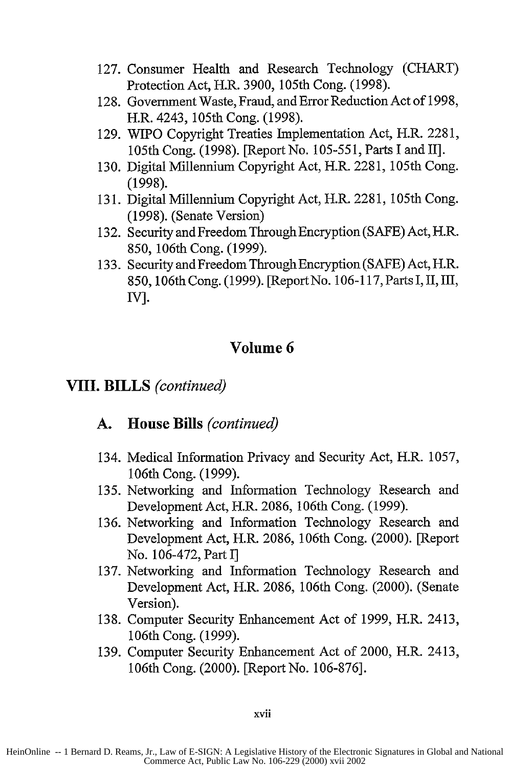127. Consumer Health and Research Technology (CHART) Protection Act, H.R. 3900, 105th Cong. (1998).
128. Government Waste, Fraud, and Error Reduction Act of 1998, H.R. 4243, 105th Cong. (1998).
129. WIPO Copyright Treaties Implementation Act, H.R. 2281, 105th Cong. (1998). [Report No. 105-551, Parts I and II].
130. Digital Millennium Copyright Act, H.R. 2281, 105th Cong. (1998).
131. Digital Millennium Copyright Act, H.R. 2281, 105th Cong. (1998). (Senate Version)
132. Security and Freedom Through Encryption (SAFE) Act, H.R. 850, 106th Cong. (1999).
133. Security and Freedom Through Encryption (SAFE) Act, H.R. 850, 106th Cong. (1999). [Report No. 106-117, Parts I, II, III, IV].

## Volume 6

## VIII. BILLS *(continued)*

### A. House Bills *(continued)*

134. Medical Information Privacy and Security Act, H.R. 1057, 106th Cong. (1999).
135. Networking and Information Technology Research and Development Act, H.R. 2086, 106th Cong. (1999).
136. Networking and Information Technology Research and Development Act, H.R. 2086, 106th Cong. (2000). [Report No. 106-472, Part I]
137. Networking and Information Technology Research and Development Act, H.R. 2086, 106th Cong. (2000). (Senate Version).
138. Computer Security Enhancement Act of 1999, H.R. 2413, 106th Cong. (1999).
139. Computer Security Enhancement Act of 2000, H.R. 2413, 106th Cong. (2000). [Report No. 106-876].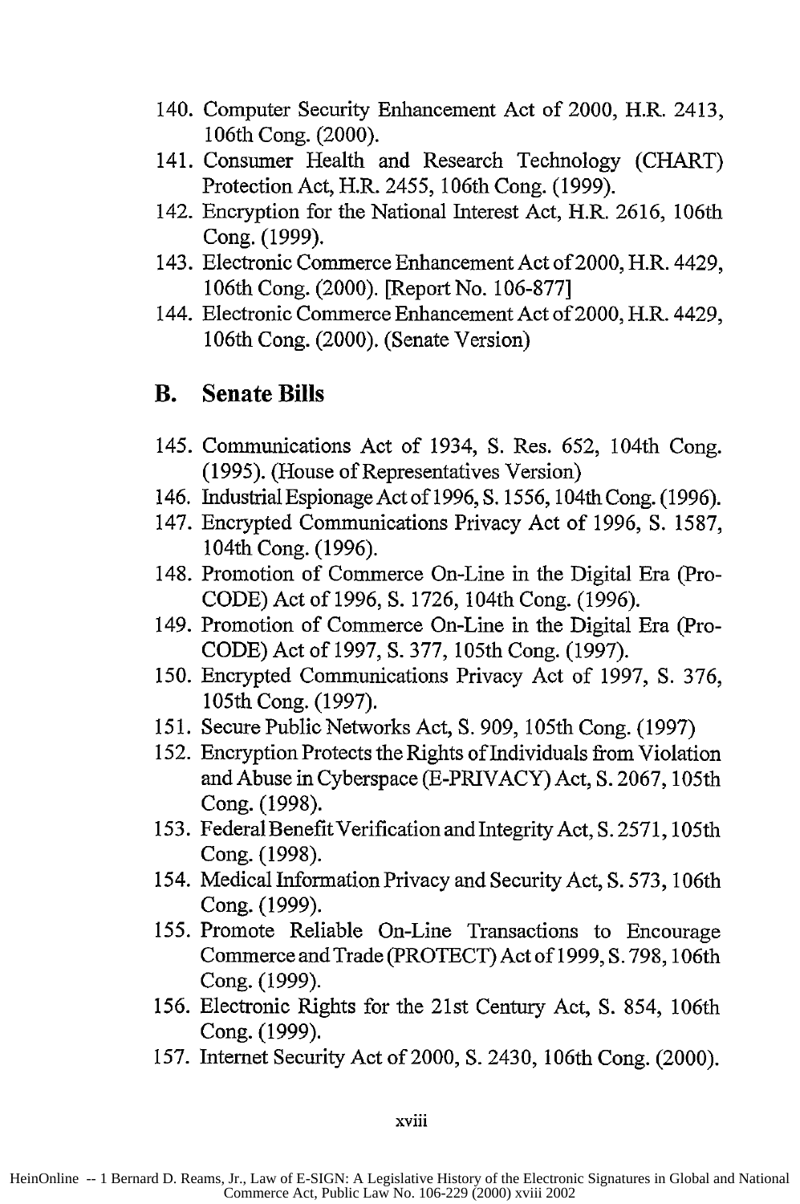140. Computer Security Enhancement Act of 2000, H.R. 2413, 106th Cong. (2000).
141. Consumer Health and Research Technology (CHART) Protection Act, H.R. 2455, 106th Cong. (1999).
142. Encryption for the National Interest Act, H.R. 2616, 106th Cong. (1999).
143. Electronic Commerce Enhancement Act of 2000, H.R. 4429, 106th Cong. (2000). [Report No. 106-877]
144. Electronic Commerce Enhancement Act of 2000, H.R. 4429, 106th Cong. (2000). (Senate Version)

## B. Senate Bills

145. Communications Act of 1934, S. Res. 652, 104th Cong. (1995). (House of Representatives Version)
146. Industrial Espionage Act of 1996, S. 1556, 104th Cong. (1996).
147. Encrypted Communications Privacy Act of 1996, S. 1587, 104th Cong. (1996).
148. Promotion of Commerce On-Line in the Digital Era (Pro-CODE) Act of 1996, S. 1726, 104th Cong. (1996).
149. Promotion of Commerce On-Line in the Digital Era (Pro-CODE) Act of 1997, S. 377, 105th Cong. (1997).
150. Encrypted Communications Privacy Act of 1997, S. 376, 105th Cong. (1997).
151. Secure Public Networks Act, S. 909, 105th Cong. (1997)
152. Encryption Protects the Rights of Individuals from Violation and Abuse in Cyberspace (E-PRIVACY) Act, S. 2067, 105th Cong. (1998).
153. Federal Benefit Verification and Integrity Act, S. 2571, 105th Cong. (1998).
154. Medical Information Privacy and Security Act, S. 573, 106th Cong. (1999).
155. Promote Reliable On-Line Transactions to Encourage Commerce and Trade (PROTECT) Act of 1999, S. 798, 106th Cong. (1999).
156. Electronic Rights for the 21st Century Act, S. 854, 106th Cong. (1999).
157. Internet Security Act of 2000, S. 2430, 106th Cong. (2000).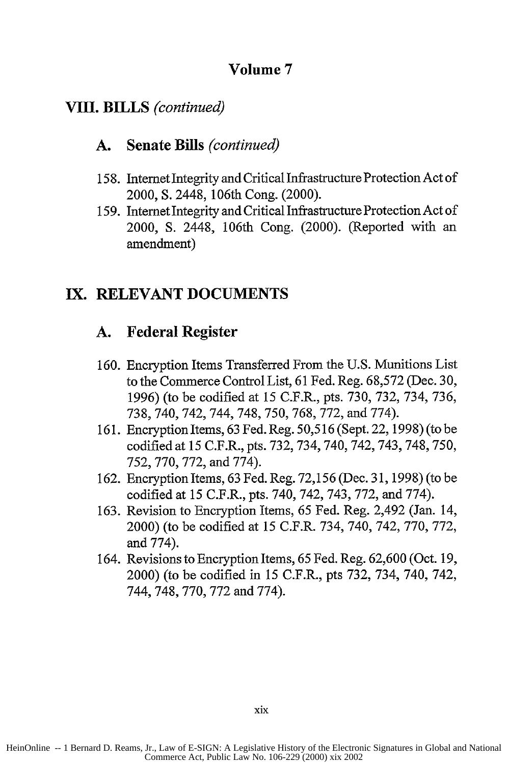## Volume 7

## VIII. BILLS *(continued)*

### A. Senate Bills *(continued)*

158. Internet Integrity and Critical Infrastructure Protection Act of 2000, S. 2448, 106th Cong. (2000).
159. Internet Integrity and Critical Infrastructure Protection Act of 2000, S. 2448, 106th Cong. (2000). (Reported with an amendment)

## IX. RELEVANT DOCUMENTS

### A. Federal Register

160. Encryption Items Transferred From the U.S. Munitions List to the Commerce Control List, 61 Fed. Reg. 68,572 (Dec. 30, 1996) (to be codified at 15 C.F.R., pts. 730, 732, 734, 736, 738, 740, 742, 744, 748, 750, 768, 772, and 774).
161. Encryption Items, 63 Fed. Reg. 50,516 (Sept. 22, 1998) (to be codified at 15 C.F.R., pts. 732, 734, 740, 742, 743, 748, 750, 752, 770, 772, and 774).
162. Encryption Items, 63 Fed. Reg. 72,156 (Dec. 31, 1998) (to be codified at 15 C.F.R., pts. 740, 742, 743, 772, and 774).
163. Revision to Encryption Items, 65 Fed. Reg. 2,492 (Jan. 14, 2000) (to be codified at 15 C.F.R. 734, 740, 742, 770, 772, and 774).
164. Revisions to Encryption Items, 65 Fed. Reg. 62,600 (Oct. 19, 2000) (to be codified in 15 C.F.R., pts 732, 734, 740, 742, 744, 748, 770, 772 and 774).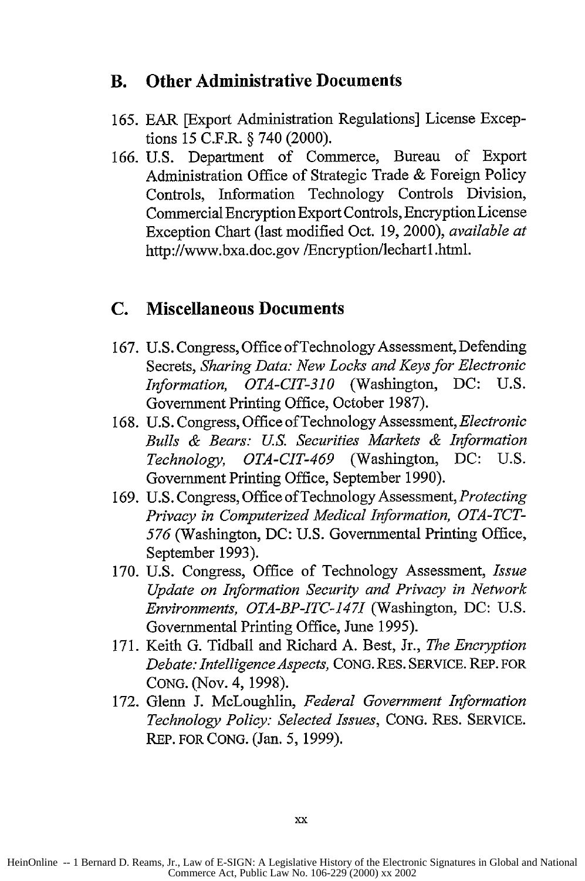## B. Other Administrative Documents

165. EAR [Export Administration Regulations] License Exceptions 15 C.F.R. § 740 (2000).
166. U.S. Department of Commerce, Bureau of Export Administration Office of Strategic Trade & Foreign Policy Controls, Information Technology Controls Division, Commercial Encryption Export Controls, Encryption License Exception Chart (last modified Oct. 19, 2000), *available at* http://www.bxa.doc.gov /Encryption/lechart1.html.

## C. Miscellaneous Documents

167. U.S. Congress, Office of Technology Assessment, Defending Secrets, *Sharing Data: New Locks and Keys for Electronic Information, OTA-CIT-310* (Washington, DC: U.S. Government Printing Office, October 1987).
168. U.S. Congress, Office of Technology Assessment, *Electronic Bulls & Bears: U.S. Securities Markets & Information Technology, OTA-CIT-469* (Washington, DC: U.S. Government Printing Office, September 1990).
169. U.S. Congress, Office of Technology Assessment, *Protecting Privacy in Computerized Medical Information, OTA-TCT-576* (Washington, DC: U.S. Governmental Printing Office, September 1993).
170. U.S. Congress, Office of Technology Assessment, *Issue Update on Information Security and Privacy in Network Environments, OTA-BP-ITC-147I* (Washington, DC: U.S. Governmental Printing Office, June 1995).
171. Keith G. Tidball and Richard A. Best, Jr., *The Encryption Debate: Intelligence Aspects,* CONG. RES. SERVICE. REP. FOR CONG. (Nov. 4, 1998).
172. Glenn J. McLoughlin, *Federal Government Information Technology Policy: Selected Issues*, CONG. RES. SERVICE. REP. FOR CONG. (Jan. 5, 1999).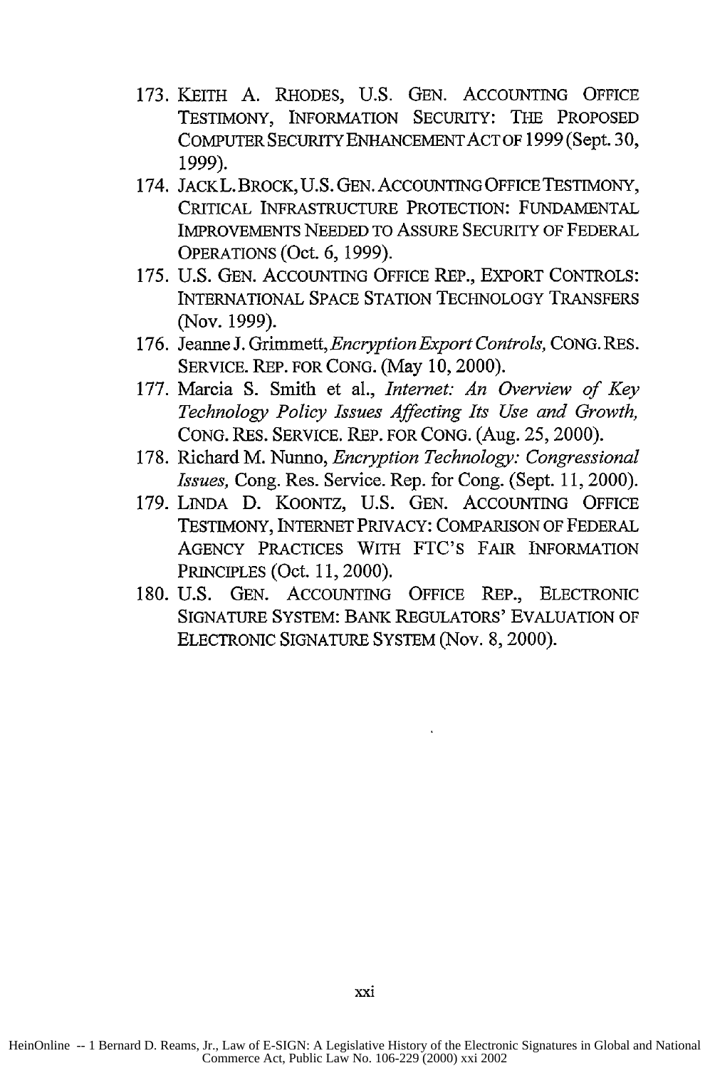173. KEITH A. RHODES, U.S. GEN. ACCOUNTING OFFICE TESTIMONY, INFORMATION SECURITY: THE PROPOSED COMPUTER SECURITY ENHANCEMENT ACT OF 1999 (Sept. 30, 1999).
174. JACK L. BROCK, U.S. GEN. ACCOUNTING OFFICE TESTIMONY, CRITICAL INFRASTRUCTURE PROTECTION: FUNDAMENTAL IMPROVEMENTS NEEDED TO ASSURE SECURITY OF FEDERAL OPERATIONS (Oct. 6, 1999).
175. U.S. GEN. ACCOUNTING OFFICE REP., EXPORT CONTROLS: INTERNATIONAL SPACE STATION TECHNOLOGY TRANSFERS (Nov. 1999).
176. Jeanne J. Grimmett, *Encryption Export Controls,* CONG. RES. SERVICE. REP. FOR CONG. (May 10, 2000).
177. Marcia S. Smith et al., *Internet: An Overview of Key Technology Policy Issues Affecting Its Use and Growth,* CONG. RES. SERVICE. REP. FOR CONG. (Aug. 25, 2000).
178. Richard M. Nunno, *Encryption Technology: Congressional Issues,* Cong. Res. Service. Rep. for Cong. (Sept. 11, 2000).
179. LINDA D. KOONTZ, U.S. GEN. ACCOUNTING OFFICE TESTIMONY, INTERNET PRIVACY: COMPARISON OF FEDERAL AGENCY PRACTICES WITH FTC'S FAIR INFORMATION PRINCIPLES (Oct. 11, 2000).
180. U.S. GEN. ACCOUNTING OFFICE REP., ELECTRONIC SIGNATURE SYSTEM: BANK REGULATORS' EVALUATION OF ELECTRONIC SIGNATURE SYSTEM (Nov. 8, 2000).